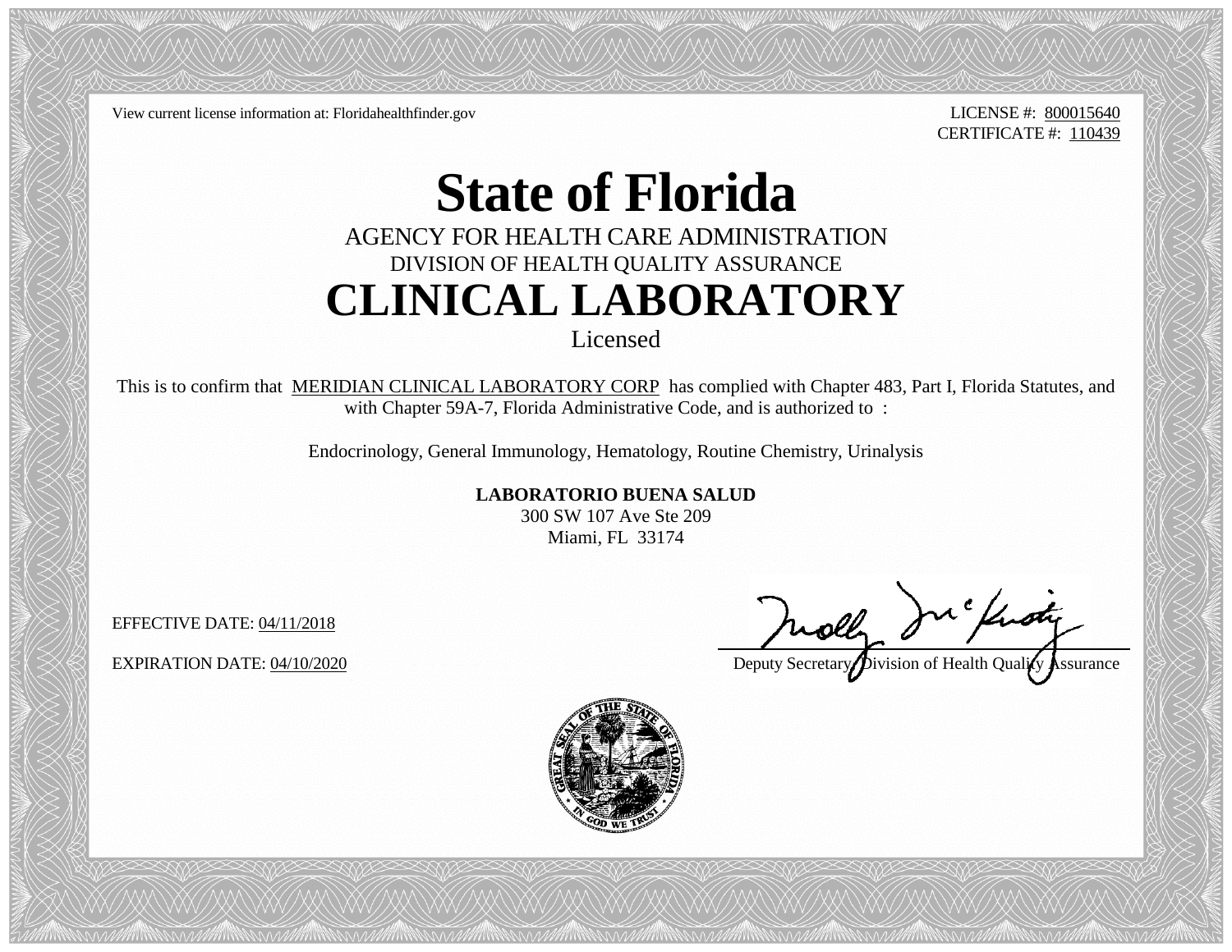View current license information at: Floridahealthfinder.gov

LICENSE #: 800015640
CERTIFICATE #: 110439

# State of Florida

AGENCY FOR HEALTH CARE ADMINISTRATION

DIVISION OF HEALTH QUALITY ASSURANCE

# CLINICAL LABORATORY

Licensed

This is to confirm that MERIDIAN CLINICAL LABORATORY CORP has complied with Chapter 483, Part I, Florida Statutes, and with Chapter 59A-7, Florida Administrative Code, and is authorized to :

Endocrinology, General Immunology, Hematology, Routine Chemistry, Urinalysis

**LABORATORIO BUENA SALUD**
300 SW 107 Ave Ste 209
Miami, FL 33174

EFFECTIVE DATE: 04/11/2018

EXPIRATION DATE: 04/10/2020

Deputy Secretary, Division of Health Quality Assurance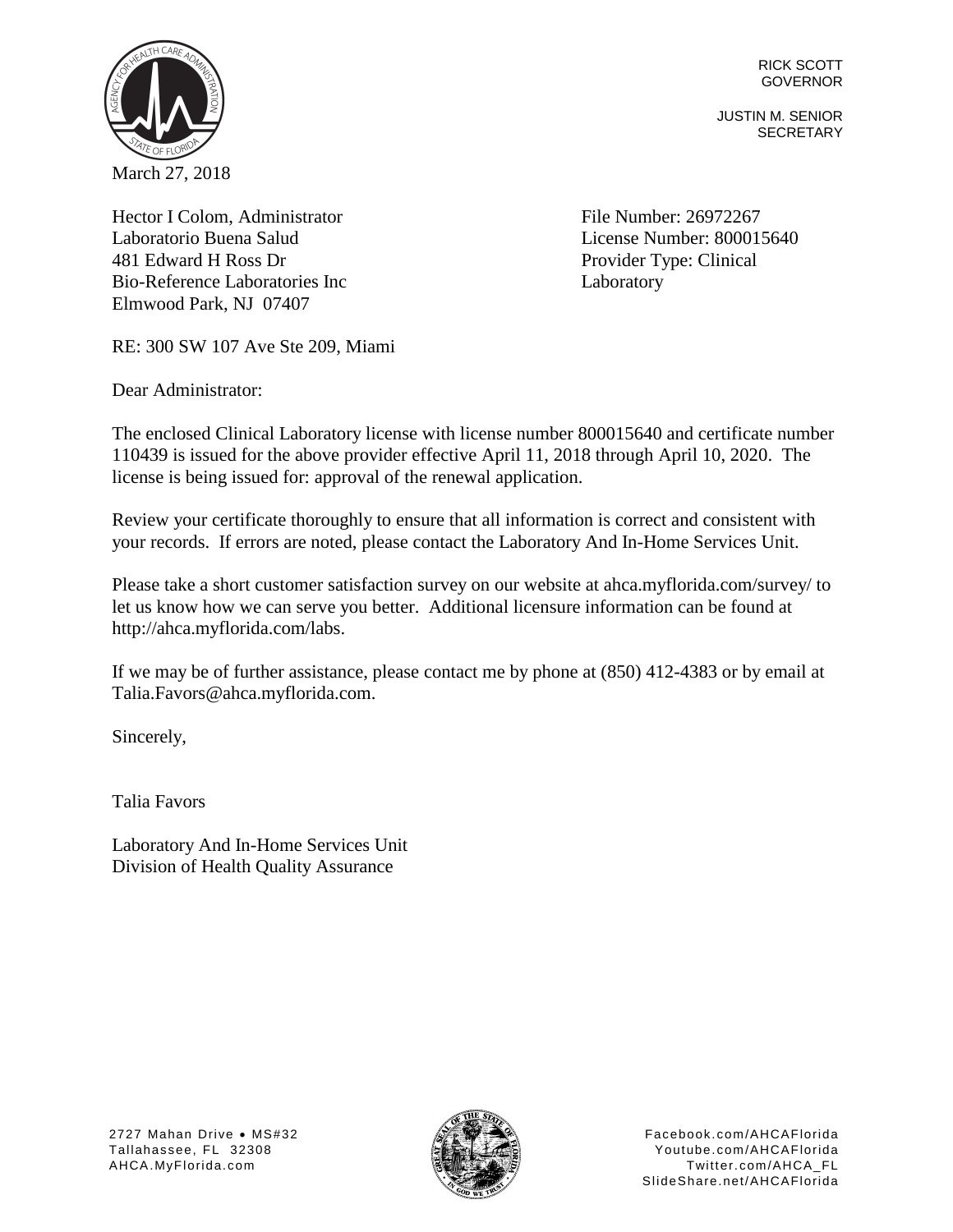RICK SCOTT
GOVERNOR

JUSTIN M. SENIOR
SECRETARY

March 27, 2018

Hector I Colom, Administrator
Laboratorio Buena Salud
481 Edward H Ross Dr
Bio-Reference Laboratories Inc
Elmwood Park, NJ 07407

File Number: 26972267
License Number: 800015640
Provider Type: Clinical Laboratory

RE: 300 SW 107 Ave Ste 209, Miami

Dear Administrator:

The enclosed Clinical Laboratory license with license number 800015640 and certificate number 110439 is issued for the above provider effective April 11, 2018 through April 10, 2020. The license is being issued for: approval of the renewal application.

Review your certificate thoroughly to ensure that all information is correct and consistent with your records. If errors are noted, please contact the Laboratory And In-Home Services Unit.

Please take a short customer satisfaction survey on our website at ahca.myflorida.com/survey/ to let us know how we can serve you better. Additional licensure information can be found at http://ahca.myflorida.com/labs.

If we may be of further assistance, please contact me by phone at (850) 412-4383 or by email at Talia.Favors@ahca.myflorida.com.

Sincerely,

Talia Favors

Laboratory And In-Home Services Unit
Division of Health Quality Assurance

2727 Mahan Drive • MS#32
Tallahassee, FL 32308
AHCA.MyFlorida.com

Facebook.com/AHCAFlorida
Youtube.com/AHCAFlorida
Twitter.com/AHCA_FL
SlideShare.net/AHCAFlorida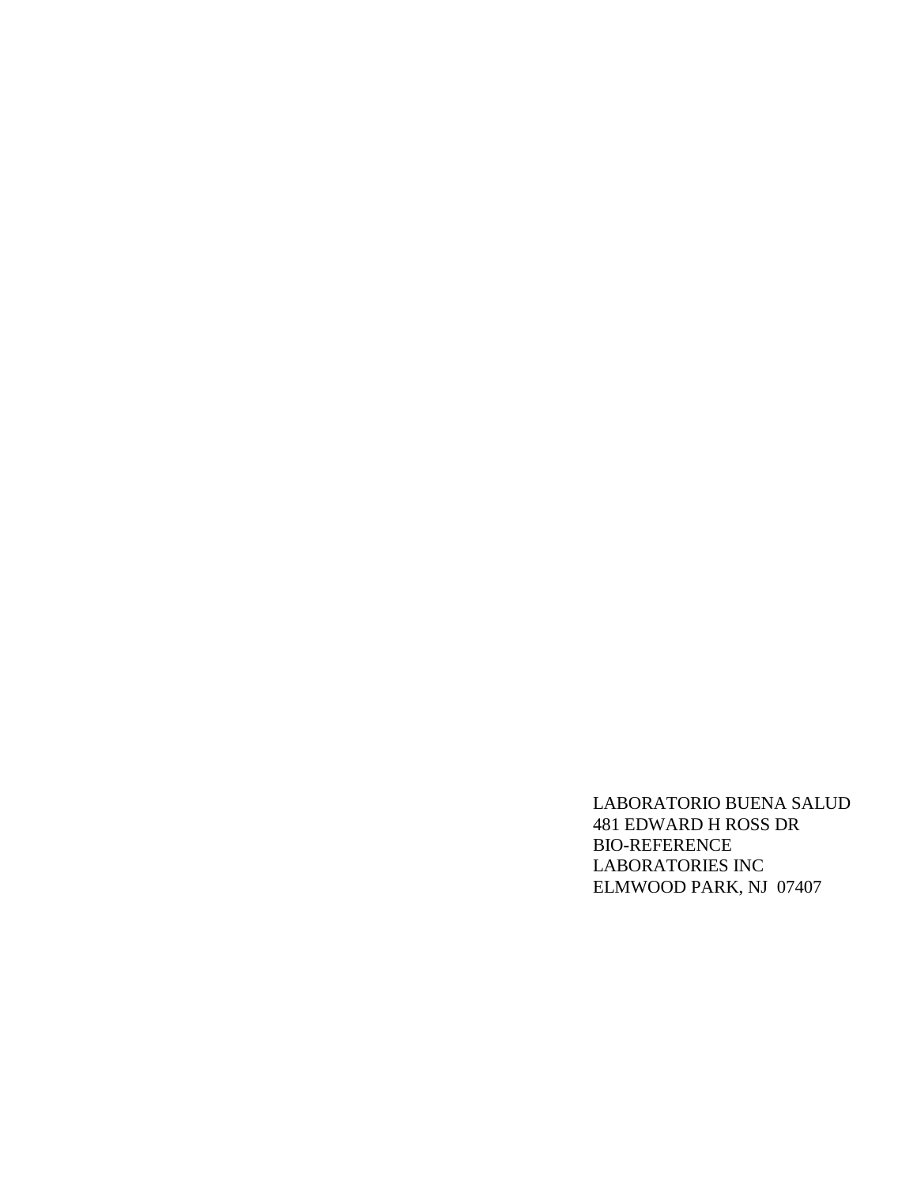LABORATORIO BUENA SALUD
481 EDWARD H ROSS DR
BIO-REFERENCE
LABORATORIES INC
ELMWOOD PARK, NJ  07407